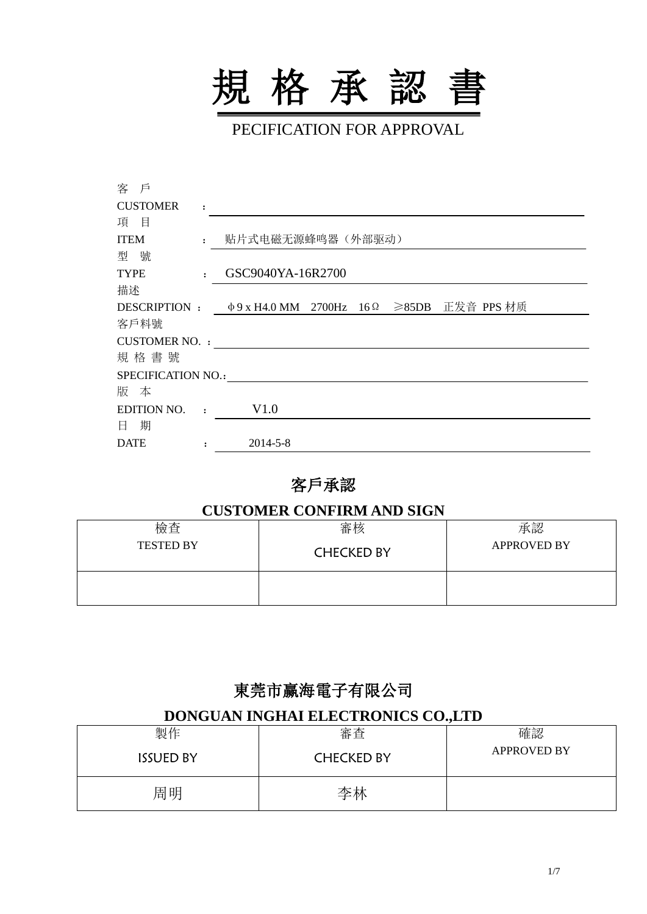# 規 格 承 認 書

PECIFICATION FOR APPROVAL

客 戶
CUSTOMER　：

項 目
ITEM　：　贴片式电磁无源蜂鸣器（外部驱动）

型 號
TYPE　：　GSC9040YA-16R2700

描述
DESCRIPTION ：　ϕ9 x H4.0 MM　2700Hz　16Ω　≥85DB　正发音 PPS 材质

客戶料號
CUSTOMER NO. ：

規 格 書 號
SPECIFICATION NO.：

版 本
EDITION NO.　：　V1.0

日 期
DATE　：　2014-5-8

## 客戶承認

## CUSTOMER CONFIRM AND SIGN

| 檢查<br>TESTED BY | 審核<br>CHECKED BY | 承認<br>APPROVED BY |
|---|---|---|
| | | |

## 東莞市贏海電子有限公司

## DONGUAN INGHAI ELECTRONICS CO.,LTD

| 製作<br>ISSUED BY | 審查<br>CHECKED BY | 確認<br>APPROVED BY |
|---|---|---|
| 周明 | 李林 | |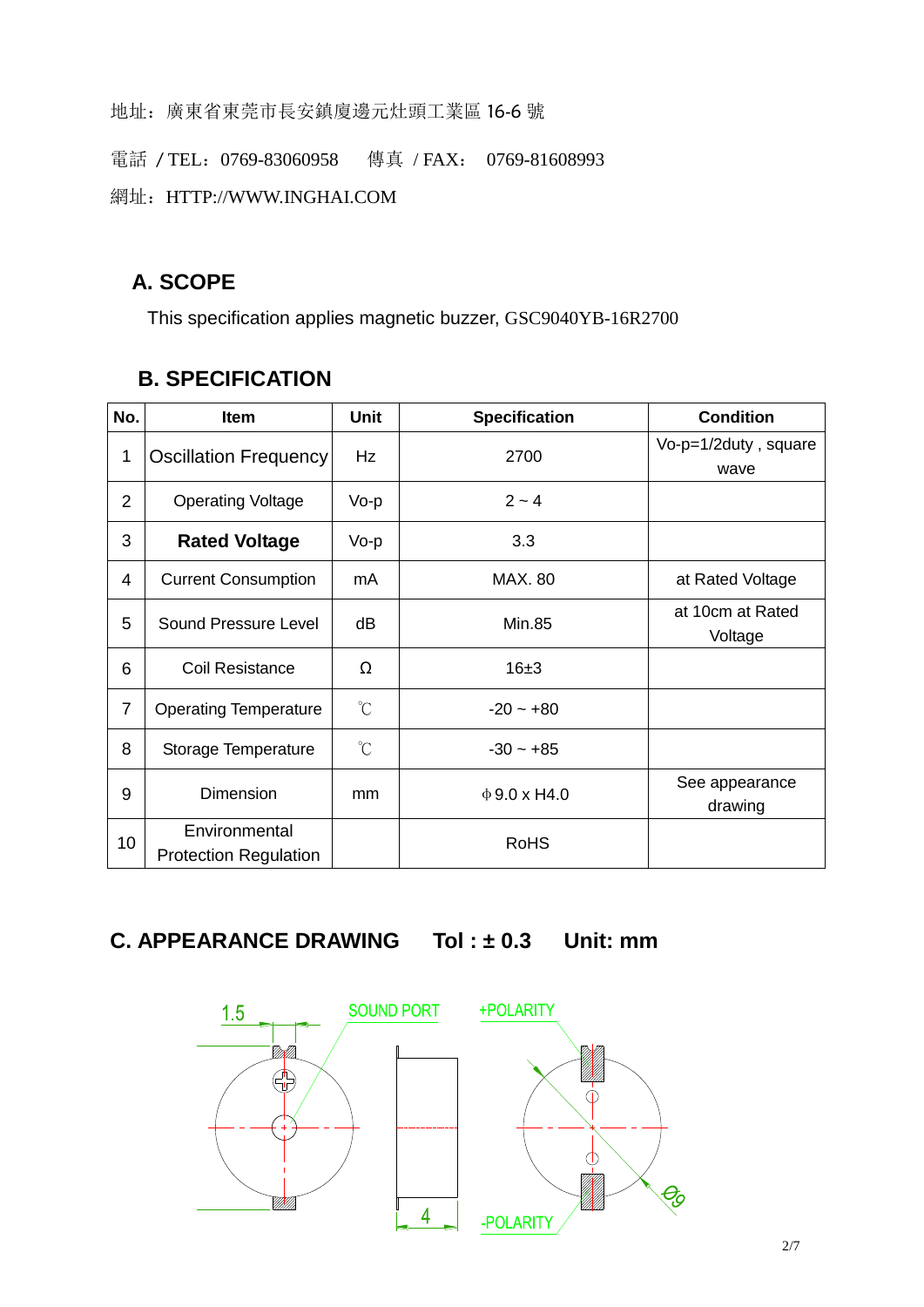地址：廣東省東莞市長安鎮廈邊元灶頭工業區 16-6 號

電話 / TEL：0769-83060958　　傳真 / FAX：　0769-81608993

網址：HTTP://WWW.INGHAI.COM

## A. SCOPE

This specification applies magnetic buzzer, GSC9040YB-16R2700

## B. SPECIFICATION

| No. | Item | Unit | Specification | Condition |
|---|---|---|---|---|
| 1 | Oscillation Frequency | Hz | 2700 | Vo-p=1/2duty , square wave |
| 2 | Operating Voltage | Vo-p | 2 ~ 4 | |
| 3 | **Rated Voltage** | Vo-p | 3.3 | |
| 4 | Current Consumption | mA | MAX. 80 | at Rated Voltage |
| 5 | Sound Pressure Level | dB | Min.85 | at 10cm at Rated Voltage |
| 6 | Coil Resistance | Ω | 16±3 | |
| 7 | Operating Temperature | ℃ | -20 ~ +80 | |
| 8 | Storage Temperature | ℃ | -30 ~ +85 | |
| 9 | Dimension | mm | ϕ9.0 x H4.0 | See appearance drawing |
| 10 | Environmental Protection Regulation | | RoHS | |

## C. APPEARANCE DRAWING　　Tol : ± 0.3　　Unit: mm

1.5　SOUND PORT　+POLARITY　4　-POLARITY　Ø9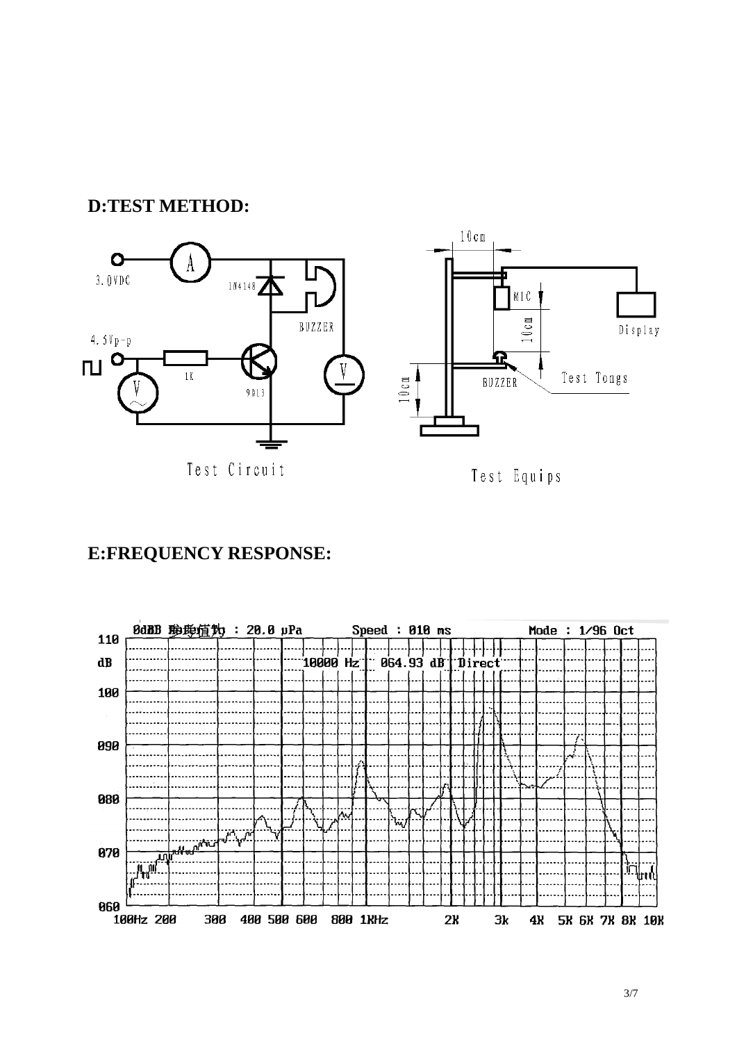## D:TEST METHOD:

3.0VDC

1N4148

BUZZER

4.5Vp-p

1K

9013

Test Circuit

10cm

MIC

10cm

Display

BUZZER

Test Tongs

10cm

Test Equips

## E:FREQUENCY RESPONSE:

0dB 参考值 : 20.0 µPa    Speed : 010 ms    Mode : 1/96 Oct

10000 Hz  064.93 dB  Direct

110 dB, 100, 090, 080, 070, 060

100Hz 200 300 400 500 600 800 1KHz 2K 3k 4K 5K 6K 7K 8K 10K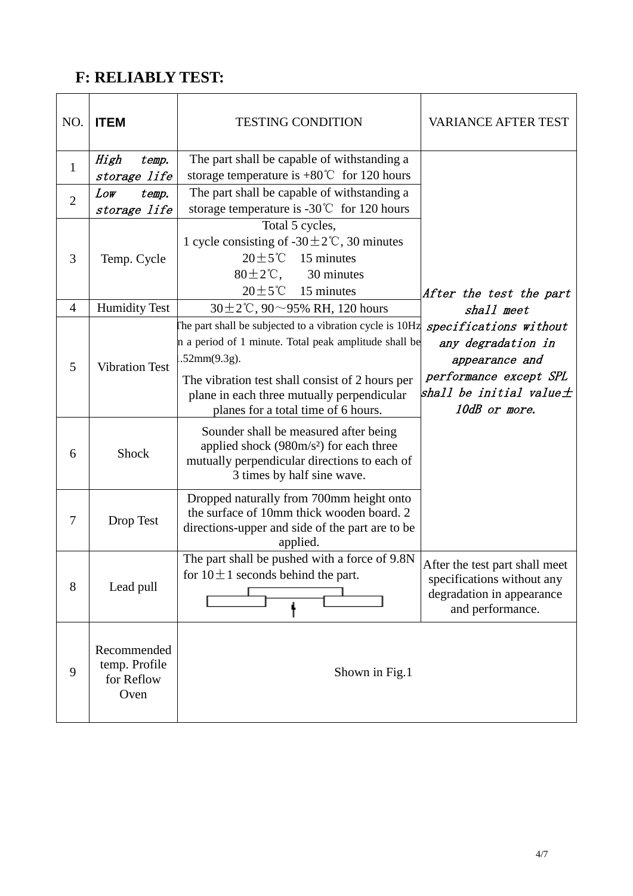## F: RELIABLY TEST:

| NO. | ITEM | TESTING CONDITION | VARIANCE AFTER TEST |
|---|---|---|---|
| 1 | *High temp. storage life* | The part shall be capable of withstanding a storage temperature is +80℃ for 120 hours | *After the test the part shall meet specifications without any degradation in appearance and performance except SPL shall be initial value±10dB or more.* |
| 2 | *Low temp. storage life* | The part shall be capable of withstanding a storage temperature is -30℃ for 120 hours | |
| 3 | Temp. Cycle | Total 5 cycles,<br>1 cycle consisting of -30±2℃, 30 minutes<br>20±5℃ 15 minutes<br>80±2℃, 30 minutes<br>20±5℃ 15 minutes | |
| 4 | Humidity Test | 30±2℃, 90～95% RH, 120 hours | |
| 5 | Vibration Test | The part shall be subjected to a vibration cycle is 10Hz in a period of 1 minute. Total peak amplitude shall be 1.52mm(9.3g).<br>The vibration test shall consist of 2 hours per plane in each three mutually perpendicular planes for a total time of 6 hours. | |
| 6 | Shock | Sounder shall be measured after being applied shock (980m/s²) for each three mutually perpendicular directions to each of 3 times by half sine wave. | |
| 7 | Drop Test | Dropped naturally from 700mm height onto the surface of 10mm thick wooden board. 2 directions-upper and side of the part are to be applied. | |
| 8 | Lead pull | The part shall be pushed with a force of 9.8N for 10±1 seconds behind the part. | After the test part shall meet specifications without any degradation in appearance and performance. |
| 9 | Recommended temp. Profile for Reflow Oven | Shown in Fig.1 | |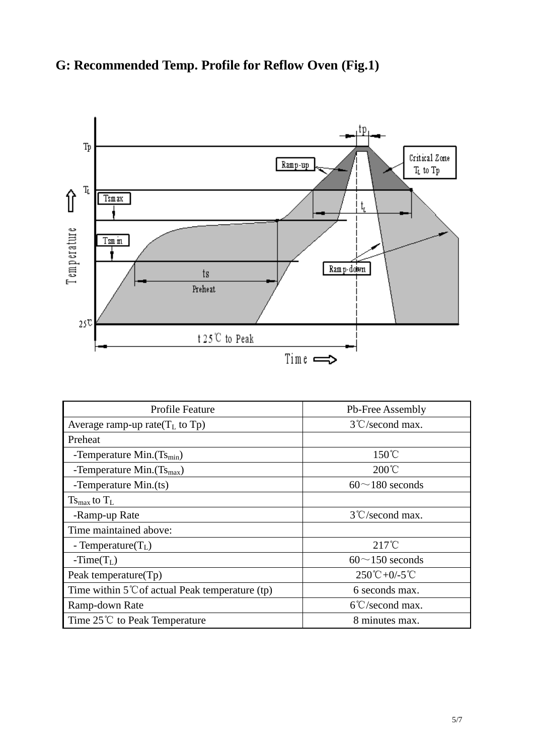## G: Recommended Temp. Profile for Reflow Oven (Fig.1)

| Profile Feature | Pb-Free Assembly |
|---|---|
| Average ramp-up rate($T_L$ to Tp) | 3℃/second max. |
| Preheat | |
| -Temperature Min.($Ts_{min}$) | 150℃ |
| -Temperature Min.($Ts_{max}$) | 200℃ |
| -Temperature Min.(ts) | 60～180 seconds |
| $Ts_{max}$ to $T_L$ | |
| -Ramp-up Rate | 3℃/second max. |
| Time maintained above: | |
| - Temperature($T_L$) | 217℃ |
| -Time($T_L$) | 60～150 seconds |
| Peak temperature(Tp) | 250℃+0/-5℃ |
| Time within 5℃of actual Peak temperature (tp) | 6 seconds max. |
| Ramp-down Rate | 6℃/second max. |
| Time 25℃ to Peak Temperature | 8 minutes max. |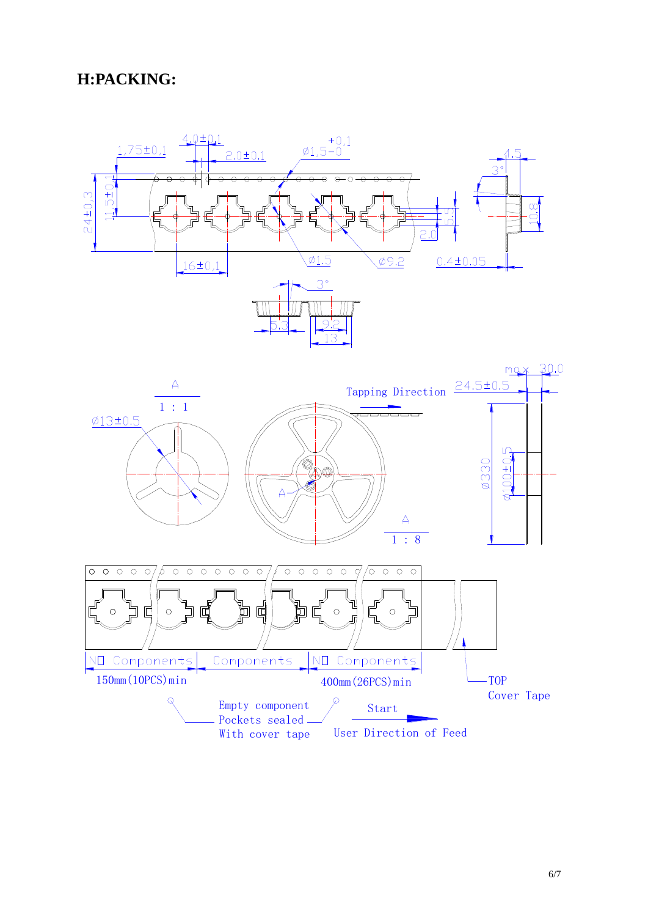## H:PACKING:

4.0±0.1

1.75±0.1

2.0±0.1

Ø1.5 +0.1 −0

24±0.3

11.5±0.1

5.5

2.0

16±0.1

Ø1.5

Ø9.2

4.5

3°

10.8

0.4±0.05

3°

5.3

9.2

13

A

1 : 1

Ø13±0.5

Tapping Direction

A

A

1 : 8

max 30.0

24.5±0.5

Ø330

Ø100±0.5

NO Components | Components | NO Components

150mm(10PCS)min

400mm(26PCS)min

TOP Cover Tape

Empty component Pockets sealed With cover tape

Start

User Direction of Feed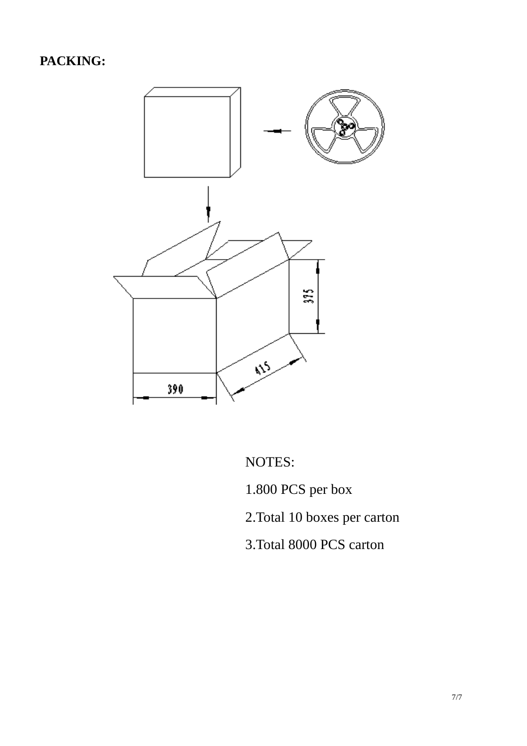**PACKING:**

390

415

375

NOTES:

1.800 PCS per box

2.Total 10 boxes per carton

3.Total 8000 PCS carton